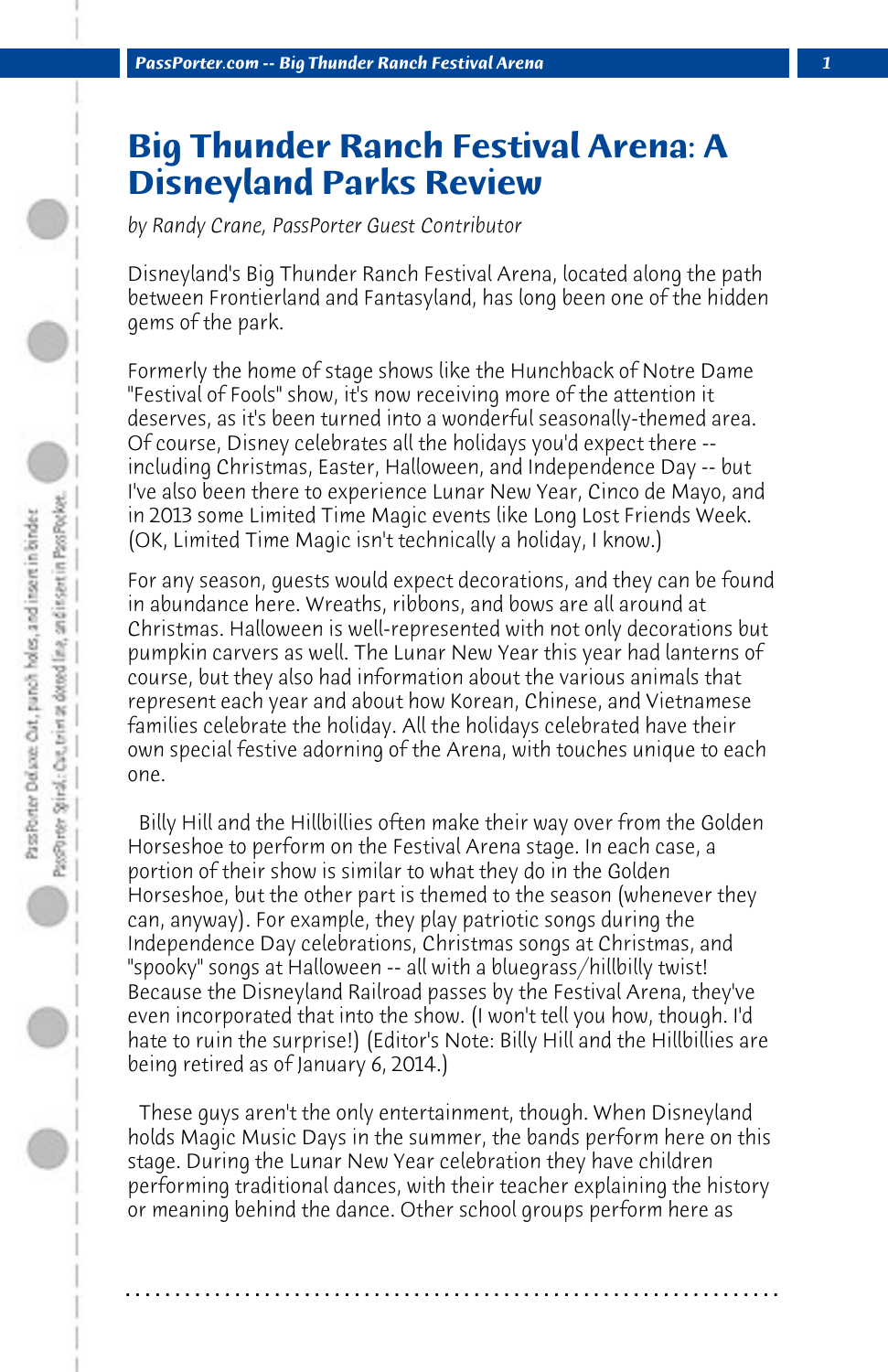# Big Thunder Ranch Festival Arena: A Disneyland Parks Review

*by Randy Crane, PassPorter Guest Contributor*

Disneyland's Big Thunder Ranch Festival Arena, located along the path between Frontierland and Fantasyland, has long been one of the hidden gems of the park.

Formerly the home of stage shows like the Hunchback of Notre Dame "Festival of Fools" show, it's now receiving more of the attention it deserves, as it's been turned into a wonderful seasonally-themed area. Of course, Disney celebrates all the holidays you'd expect there -- including Christmas, Easter, Halloween, and Independence Day -- but I've also been there to experience Lunar New Year, Cinco de Mayo, and in 2013 some Limited Time Magic events like Long Lost Friends Week. (OK, Limited Time Magic isn't technically a holiday, I know.)

For any season, guests would expect decorations, and they can be found in abundance here. Wreaths, ribbons, and bows are all around at Christmas. Halloween is well-represented with not only decorations but pumpkin carvers as well. The Lunar New Year this year had lanterns of course, but they also had information about the various animals that represent each year and about how Korean, Chinese, and Vietnamese families celebrate the holiday. All the holidays celebrated have their own special festive adorning of the Arena, with touches unique to each one.

Billy Hill and the Hillbillies often make their way over from the Golden Horseshoe to perform on the Festival Arena stage. In each case, a portion of their show is similar to what they do in the Golden Horseshoe, but the other part is themed to the season (whenever they can, anyway). For example, they play patriotic songs during the Independence Day celebrations, Christmas songs at Christmas, and "spooky" songs at Halloween -- all with a bluegrass/hillbilly twist! Because the Disneyland Railroad passes by the Festival Arena, they've even incorporated that into the show. (I won't tell you how, though. I'd hate to ruin the surprise!) (Editor's Note: Billy Hill and the Hillbillies are being retired as of January 6, 2014.)

These guys aren't the only entertainment, though. When Disneyland holds Magic Music Days in the summer, the bands perform here on this stage. During the Lunar New Year celebration they have children performing traditional dances, with their teacher explaining the history or meaning behind the dance. Other school groups perform here as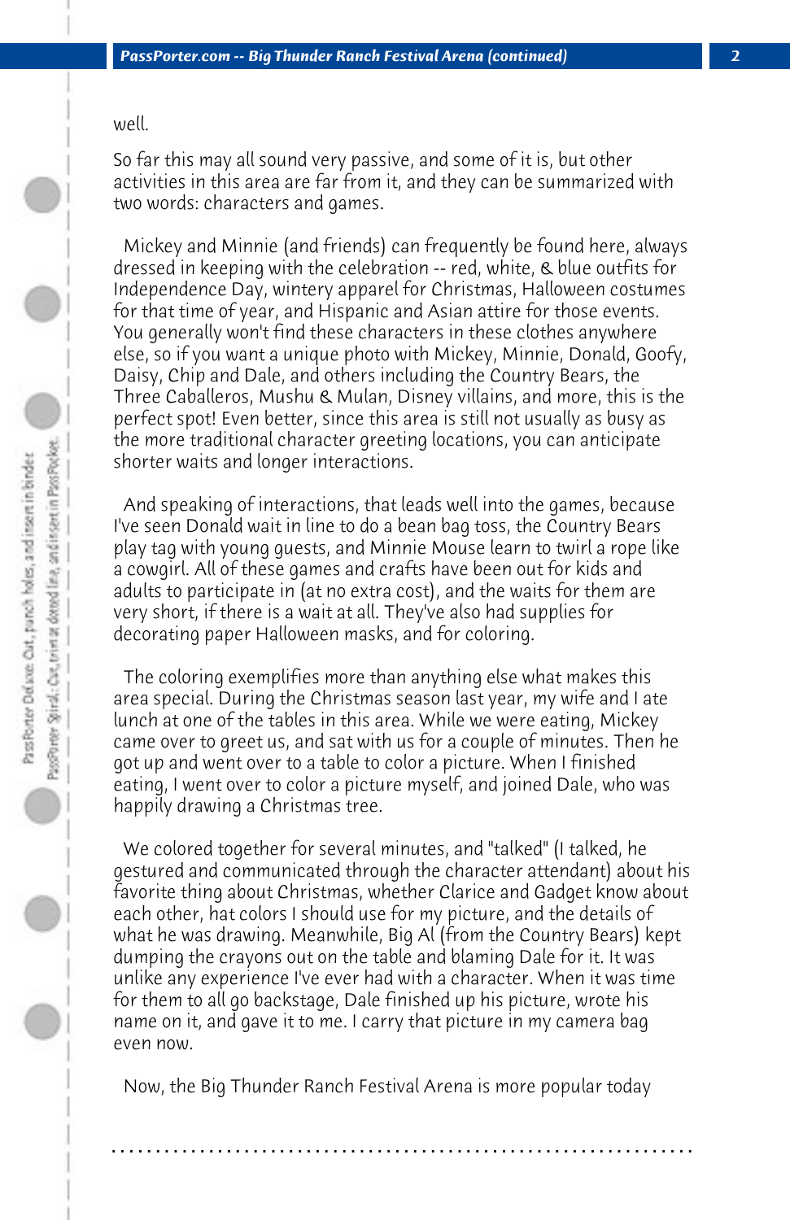well.

So far this may all sound very passive, and some of it is, but other activities in this area are far from it, and they can be summarized with two words: characters and games.

Mickey and Minnie (and friends) can frequently be found here, always dressed in keeping with the celebration -- red, white, & blue outfits for Independence Day, wintery apparel for Christmas, Halloween costumes for that time of year, and Hispanic and Asian attire for those events. You generally won't find these characters in these clothes anywhere else, so if you want a unique photo with Mickey, Minnie, Donald, Goofy, Daisy, Chip and Dale, and others including the Country Bears, the Three Caballeros, Mushu & Mulan, Disney villains, and more, this is the perfect spot! Even better, since this area is still not usually as busy as the more traditional character greeting locations, you can anticipate shorter waits and longer interactions.

And speaking of interactions, that leads well into the games, because I've seen Donald wait in line to do a bean bag toss, the Country Bears play tag with young guests, and Minnie Mouse learn to twirl a rope like a cowgirl. All of these games and crafts have been out for kids and adults to participate in (at no extra cost), and the waits for them are very short, if there is a wait at all. They've also had supplies for decorating paper Halloween masks, and for coloring.

The coloring exemplifies more than anything else what makes this area special. During the Christmas season last year, my wife and I ate lunch at one of the tables in this area. While we were eating, Mickey came over to greet us, and sat with us for a couple of minutes. Then he got up and went over to a table to color a picture. When I finished eating, I went over to color a picture myself, and joined Dale, who was happily drawing a Christmas tree.

We colored together for several minutes, and "talked" (I talked, he gestured and communicated through the character attendant) about his favorite thing about Christmas, whether Clarice and Gadget know about each other, hat colors I should use for my picture, and the details of what he was drawing. Meanwhile, Big Al (from the Country Bears) kept dumping the crayons out on the table and blaming Dale for it. It was unlike any experience I've ever had with a character. When it was time for them to all go backstage, Dale finished up his picture, wrote his name on it, and gave it to me. I carry that picture in my camera bag even now.

Now, the Big Thunder Ranch Festival Arena is more popular today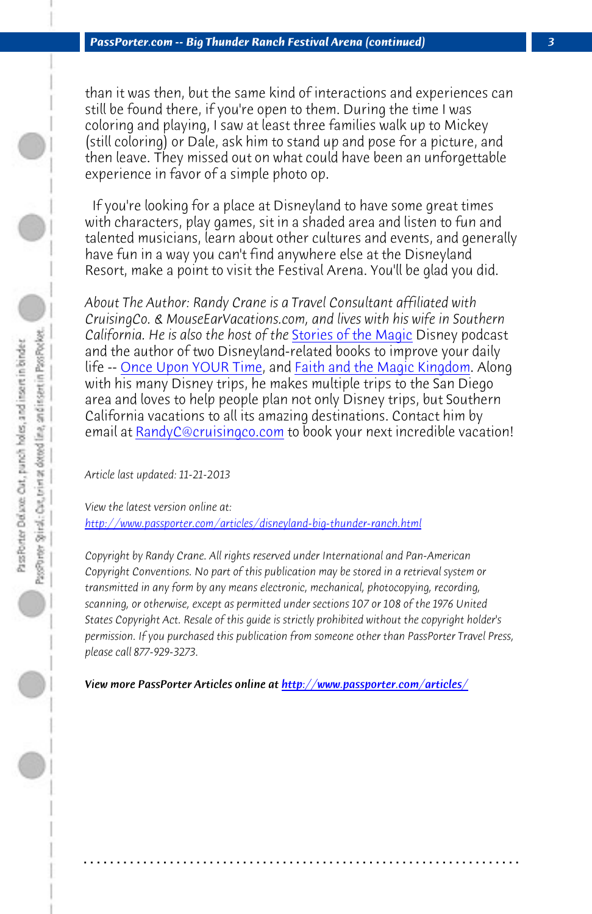than it was then, but the same kind of interactions and experiences can still be found there, if you're open to them. During the time I was coloring and playing, I saw at least three families walk up to Mickey (still coloring) or Dale, ask him to stand up and pose for a picture, and then leave. They missed out on what could have been an unforgettable experience in favor of a simple photo op.

If you're looking for a place at Disneyland to have some great times with characters, play games, sit in a shaded area and listen to fun and talented musicians, learn about other cultures and events, and generally have fun in a way you can't find anywhere else at the Disneyland Resort, make a point to visit the Festival Arena. You'll be glad you did.

*About The Author: Randy Crane is a Travel Consultant affiliated with CruisingCo. & MouseEarVacations.com, and lives with his wife in Southern California. He is also the host of the* Stories of the Magic Disney podcast and the author of two Disneyland-related books to improve your daily life -- Once Upon YOUR Time, and Faith and the Magic Kingdom. Along with his many Disney trips, he makes multiple trips to the San Diego area and loves to help people plan not only Disney trips, but Southern California vacations to all its amazing destinations. Contact him by email at RandyC@cruisingco.com to book your next incredible vacation!

*Article last updated: 11-21-2013*

*View the latest version online at:*
*http://www.passporter.com/articles/disneyland-big-thunder-ranch.html*

*Copyright by Randy Crane. All rights reserved under International and Pan-American Copyright Conventions. No part of this publication may be stored in a retrieval system or transmitted in any form by any means electronic, mechanical, photocopying, recording, scanning, or otherwise, except as permitted under sections 107 or 108 of the 1976 United States Copyright Act. Resale of this guide is strictly prohibited without the copyright holder's permission. If you purchased this publication from someone other than PassPorter Travel Press, please call 877-929-3273.*

***View more PassPorter Articles online at http://www.passporter.com/articles/***